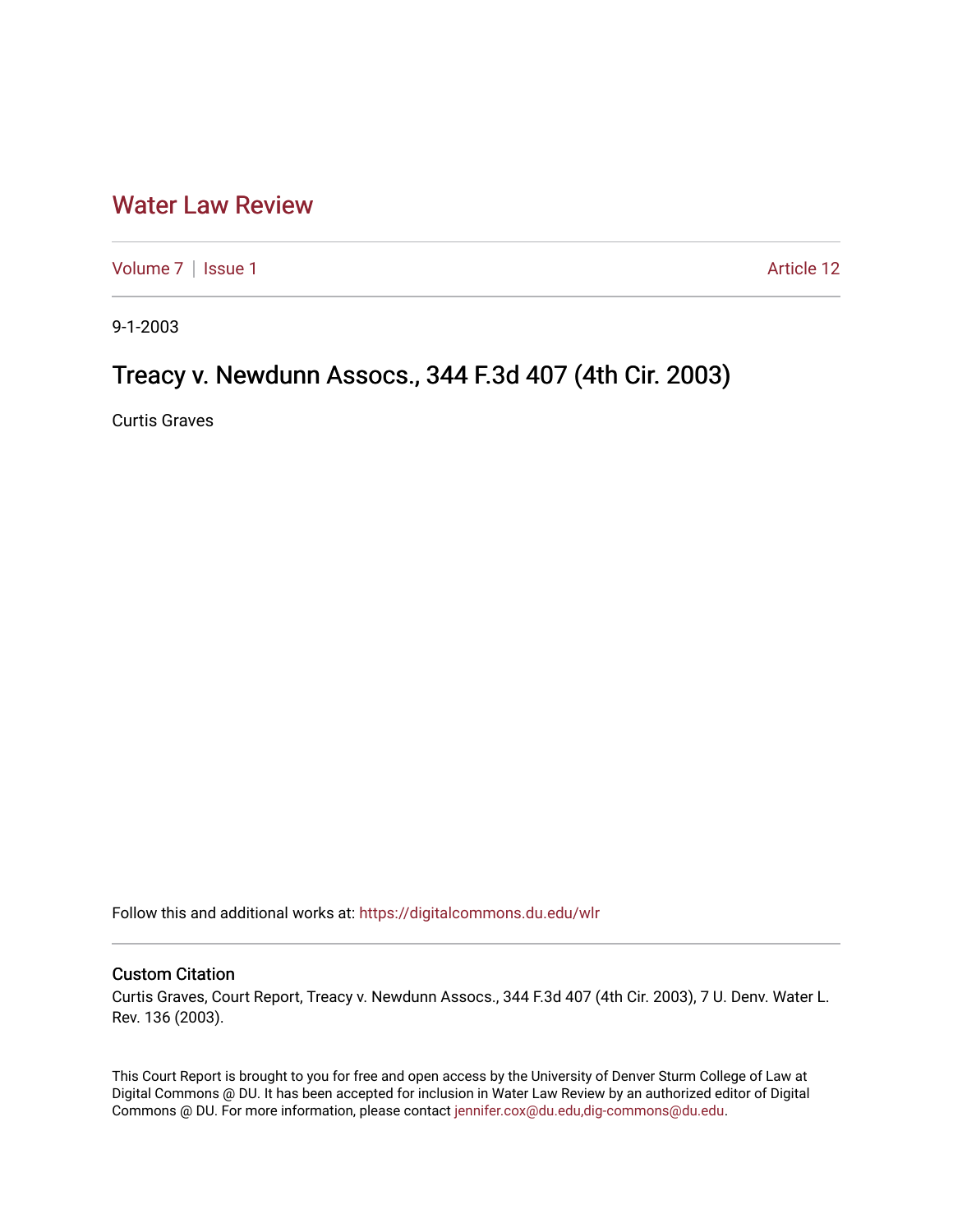# Water Law Review

Volume 7 | Issue 1 Article 12

9-1-2003

## Treacy v. Newdunn Assocs., 344 F.3d 407 (4th Cir. 2003)

Curtis Graves

Follow this and additional works at: https://digitalcommons.du.edu/wlr

### Custom Citation

Curtis Graves, Court Report, Treacy v. Newdunn Assocs., 344 F.3d 407 (4th Cir. 2003), 7 U. Denv. Water L. Rev. 136 (2003).

This Court Report is brought to you for free and open access by the University of Denver Sturm College of Law at Digital Commons @ DU. It has been accepted for inclusion in Water Law Review by an authorized editor of Digital Commons @ DU. For more information, please contact jennifer.cox@du.edu,dig-commons@du.edu.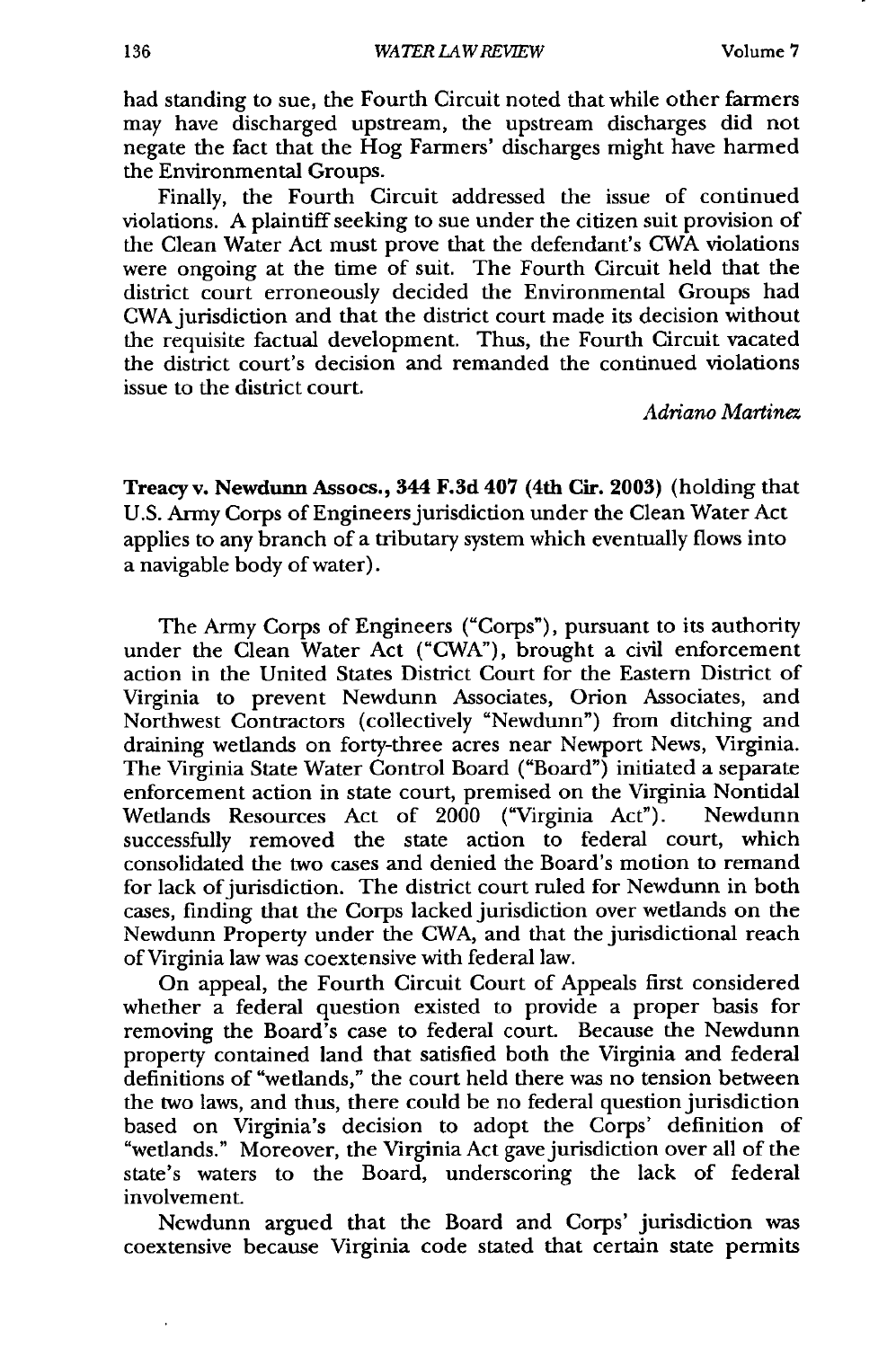had standing to sue, the Fourth Circuit noted that while other farmers may have discharged upstream, the upstream discharges did not negate the fact that the Hog Farmers' discharges might have harmed the Environmental Groups.

Finally, the Fourth Circuit addressed the issue of continued violations. A plaintiff seeking to sue under the citizen suit provision of the Clean Water Act must prove that the defendant's CWA violations were ongoing at the time of suit. The Fourth Circuit held that the district court erroneously decided the Environmental Groups had CWA jurisdiction and that the district court made its decision without the requisite factual development. Thus, the Fourth Circuit vacated the district court's decision and remanded the continued violations issue to the district court.

*Adriano Martinez*

**Treacy v. Newdunn Assocs., 344 F.3d 407 (4th Cir. 2003)** (holding that U.S. Army Corps of Engineers jurisdiction under the Clean Water Act applies to any branch of a tributary system which eventually flows into a navigable body of water).

The Army Corps of Engineers ("Corps"), pursuant to its authority under the Clean Water Act ("CWA"), brought a civil enforcement action in the United States District Court for the Eastern District of Virginia to prevent Newdunn Associates, Orion Associates, and Northwest Contractors (collectively "Newdunn") from ditching and draining wetlands on forty-three acres near Newport News, Virginia. The Virginia State Water Control Board ("Board") initiated a separate enforcement action in state court, premised on the Virginia Nontidal Wetlands Resources Act of 2000 ("Virginia Act"). Newdunn successfully removed the state action to federal court, which consolidated the two cases and denied the Board's motion to remand for lack of jurisdiction. The district court ruled for Newdunn in both cases, finding that the Corps lacked jurisdiction over wetlands on the Newdunn Property under the CWA, and that the jurisdictional reach of Virginia law was coextensive with federal law.

On appeal, the Fourth Circuit Court of Appeals first considered whether a federal question existed to provide a proper basis for removing the Board's case to federal court. Because the Newdunn property contained land that satisfied both the Virginia and federal definitions of "wetlands," the court held there was no tension between the two laws, and thus, there could be no federal question jurisdiction based on Virginia's decision to adopt the Corps' definition of "wetlands." Moreover, the Virginia Act gave jurisdiction over all of the state's waters to the Board, underscoring the lack of federal involvement.

Newdunn argued that the Board and Corps' jurisdiction was coextensive because Virginia code stated that certain state permits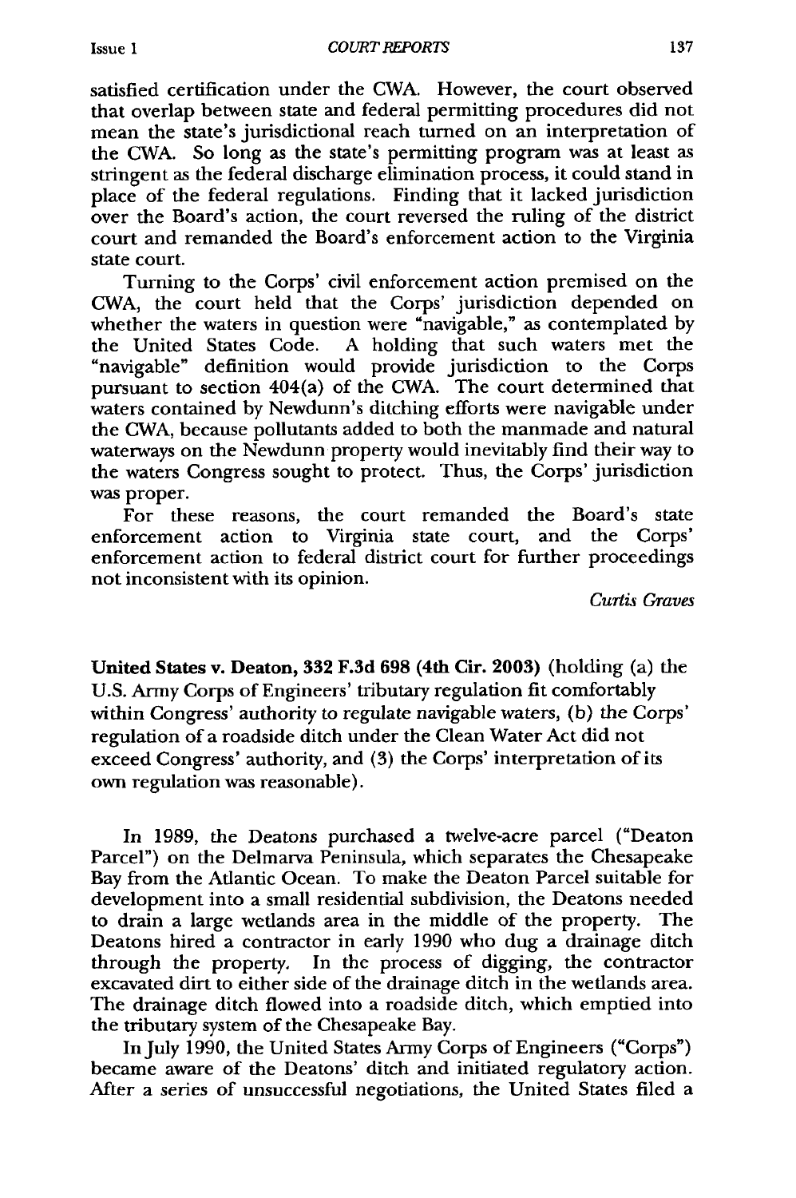satisfied certification under the CWA. However, the court observed that overlap between state and federal permitting procedures did not mean the state's jurisdictional reach turned on an interpretation of the CWA. So long as the state's permitting program was at least as stringent as the federal discharge elimination process, it could stand in place of the federal regulations. Finding that it lacked jurisdiction over the Board's action, the court reversed the ruling of the district court and remanded the Board's enforcement action to the Virginia state court.

Turning to the Corps' civil enforcement action premised on the CWA, the court held that the Corps' jurisdiction depended on whether the waters in question were "navigable," as contemplated by the United States Code. A holding that such waters met the "navigable" definition would provide jurisdiction to the Corps pursuant to section 404(a) of the CWA. The court determined that waters contained by Newdunn's ditching efforts were navigable under the CWA, because pollutants added to both the manmade and natural waterways on the Newdunn property would inevitably find their way to the waters Congress sought to protect. Thus, the Corps' jurisdiction was proper.

For these reasons, the court remanded the Board's state enforcement action to Virginia state court, and the Corps' enforcement action to federal district court for further proceedings not inconsistent with its opinion.

*Curtis Graves*

**United States v. Deaton, 332 F.3d 698 (4th Cir. 2003)** (holding (a) the U.S. Army Corps of Engineers' tributary regulation fit comfortably within Congress' authority to regulate navigable waters, (b) the Corps' regulation of a roadside ditch under the Clean Water Act did not exceed Congress' authority, and (3) the Corps' interpretation of its own regulation was reasonable).

In 1989, the Deatons purchased a twelve-acre parcel ("Deaton Parcel") on the Delmarva Peninsula, which separates the Chesapeake Bay from the Atlantic Ocean. To make the Deaton Parcel suitable for development into a small residential subdivision, the Deatons needed to drain a large wetlands area in the middle of the property. The Deatons hired a contractor in early 1990 who dug a drainage ditch through the property. In the process of digging, the contractor excavated dirt to either side of the drainage ditch in the wetlands area. The drainage ditch flowed into a roadside ditch, which emptied into the tributary system of the Chesapeake Bay.

In July 1990, the United States Army Corps of Engineers ("Corps") became aware of the Deatons' ditch and initiated regulatory action. After a series of unsuccessful negotiations, the United States filed a